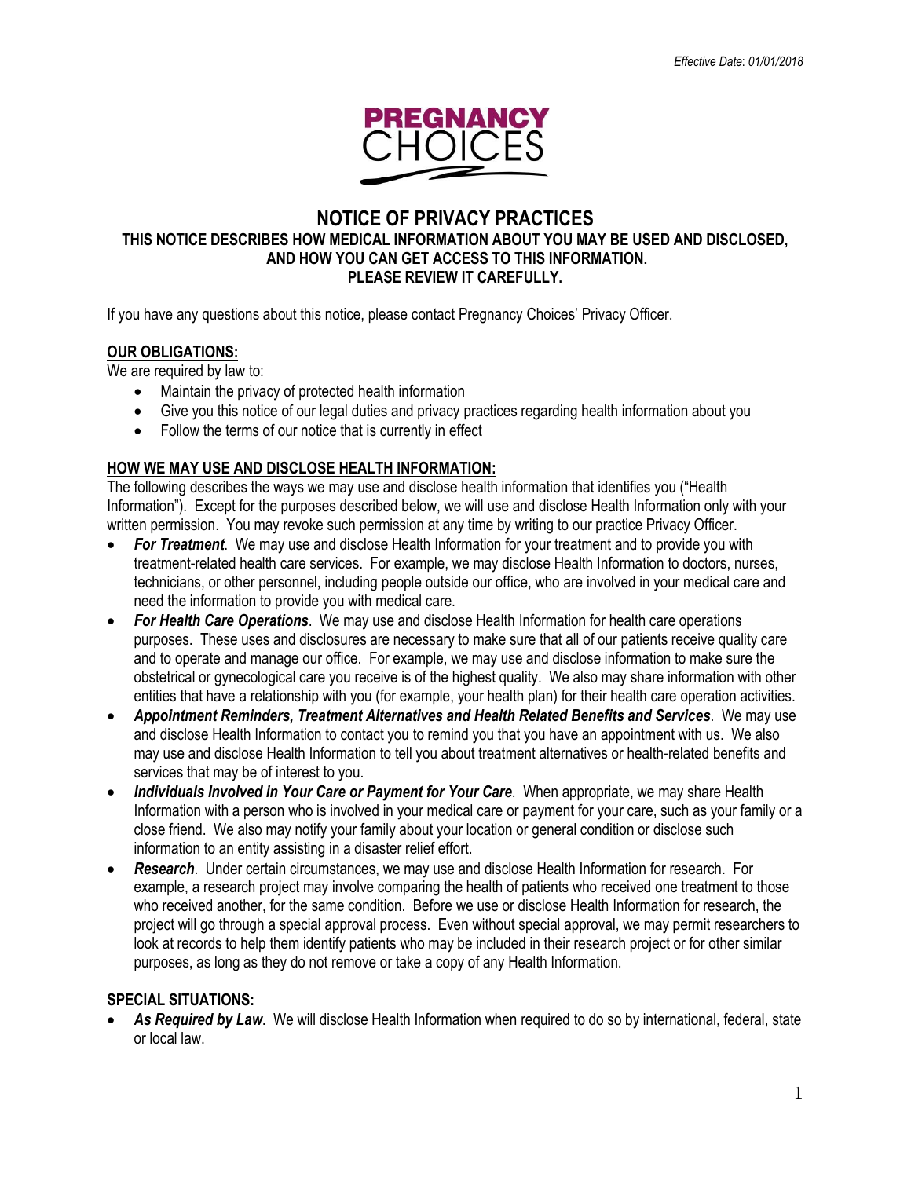*Effective Date: 01/01/2018*

PREGNANCY CHOICES

# NOTICE OF PRIVACY PRACTICES

**THIS NOTICE DESCRIBES HOW MEDICAL INFORMATION ABOUT YOU MAY BE USED AND DISCLOSED, AND HOW YOU CAN GET ACCESS TO THIS INFORMATION. PLEASE REVIEW IT CAREFULLY.**

If you have any questions about this notice, please contact Pregnancy Choices' Privacy Officer.

## OUR OBLIGATIONS:

We are required by law to:

- Maintain the privacy of protected health information
- Give you this notice of our legal duties and privacy practices regarding health information about you
- Follow the terms of our notice that is currently in effect

## HOW WE MAY USE AND DISCLOSE HEALTH INFORMATION:

The following describes the ways we may use and disclose health information that identifies you ("Health Information"). Except for the purposes described below, we will use and disclose Health Information only with your written permission. You may revoke such permission at any time by writing to our practice Privacy Officer.

- ***For Treatment***. We may use and disclose Health Information for your treatment and to provide you with treatment-related health care services. For example, we may disclose Health Information to doctors, nurses, technicians, or other personnel, including people outside our office, who are involved in your medical care and need the information to provide you with medical care.
- ***For Health Care Operations***. We may use and disclose Health Information for health care operations purposes. These uses and disclosures are necessary to make sure that all of our patients receive quality care and to operate and manage our office. For example, we may use and disclose information to make sure the obstetrical or gynecological care you receive is of the highest quality. We also may share information with other entities that have a relationship with you (for example, your health plan) for their health care operation activities.
- ***Appointment Reminders, Treatment Alternatives and Health Related Benefits and Services***. We may use and disclose Health Information to contact you to remind you that you have an appointment with us. We also may use and disclose Health Information to tell you about treatment alternatives or health-related benefits and services that may be of interest to you.
- ***Individuals Involved in Your Care or Payment for Your Care***. When appropriate, we may share Health Information with a person who is involved in your medical care or payment for your care, such as your family or a close friend. We also may notify your family about your location or general condition or disclose such information to an entity assisting in a disaster relief effort.
- ***Research***. Under certain circumstances, we may use and disclose Health Information for research. For example, a research project may involve comparing the health of patients who received one treatment to those who received another, for the same condition. Before we use or disclose Health Information for research, the project will go through a special approval process. Even without special approval, we may permit researchers to look at records to help them identify patients who may be included in their research project or for other similar purposes, as long as they do not remove or take a copy of any Health Information.

## SPECIAL SITUATIONS:

- ***As Required by Law***. We will disclose Health Information when required to do so by international, federal, state or local law.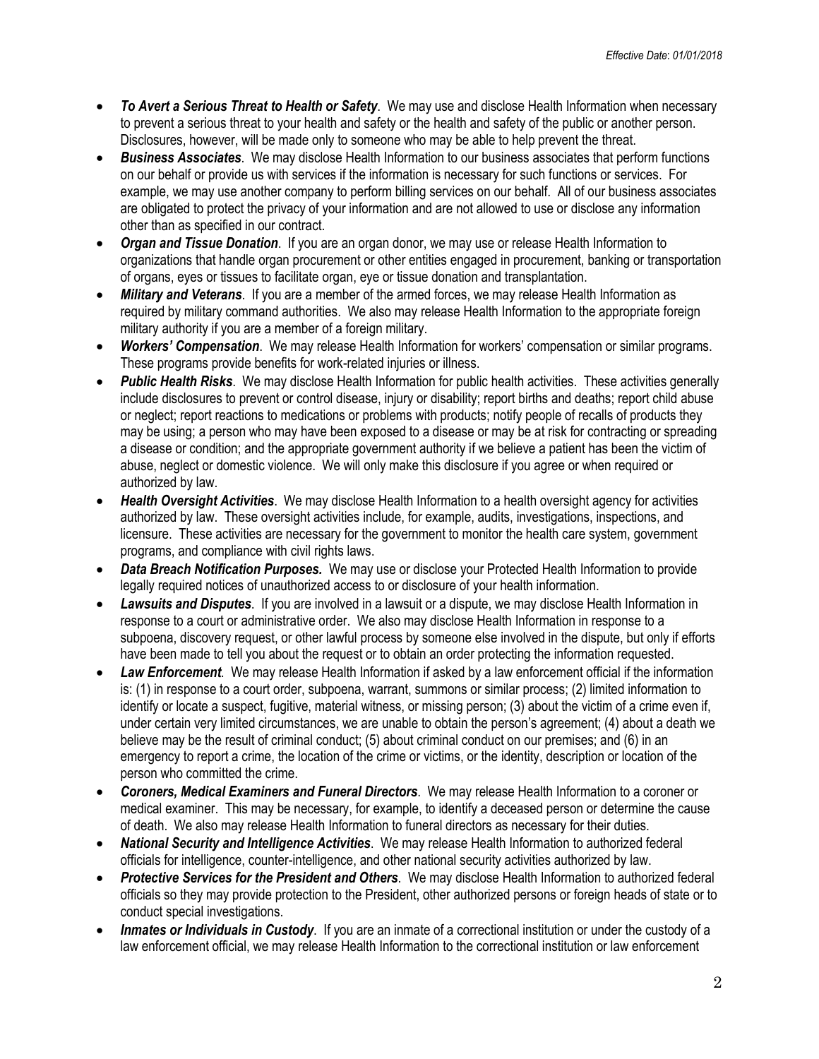- ***To Avert a Serious Threat to Health or Safety***. We may use and disclose Health Information when necessary to prevent a serious threat to your health and safety or the health and safety of the public or another person. Disclosures, however, will be made only to someone who may be able to help prevent the threat.
- ***Business Associates***. We may disclose Health Information to our business associates that perform functions on our behalf or provide us with services if the information is necessary for such functions or services. For example, we may use another company to perform billing services on our behalf. All of our business associates are obligated to protect the privacy of your information and are not allowed to use or disclose any information other than as specified in our contract.
- ***Organ and Tissue Donation***. If you are an organ donor, we may use or release Health Information to organizations that handle organ procurement or other entities engaged in procurement, banking or transportation of organs, eyes or tissues to facilitate organ, eye or tissue donation and transplantation.
- ***Military and Veterans***. If you are a member of the armed forces, we may release Health Information as required by military command authorities. We also may release Health Information to the appropriate foreign military authority if you are a member of a foreign military.
- ***Workers' Compensation***. We may release Health Information for workers' compensation or similar programs. These programs provide benefits for work-related injuries or illness.
- ***Public Health Risks***. We may disclose Health Information for public health activities. These activities generally include disclosures to prevent or control disease, injury or disability; report births and deaths; report child abuse or neglect; report reactions to medications or problems with products; notify people of recalls of products they may be using; a person who may have been exposed to a disease or may be at risk for contracting or spreading a disease or condition; and the appropriate government authority if we believe a patient has been the victim of abuse, neglect or domestic violence. We will only make this disclosure if you agree or when required or authorized by law.
- ***Health Oversight Activities***. We may disclose Health Information to a health oversight agency for activities authorized by law. These oversight activities include, for example, audits, investigations, inspections, and licensure. These activities are necessary for the government to monitor the health care system, government programs, and compliance with civil rights laws.
- ***Data Breach Notification Purposes.*** We may use or disclose your Protected Health Information to provide legally required notices of unauthorized access to or disclosure of your health information.
- ***Lawsuits and Disputes***. If you are involved in a lawsuit or a dispute, we may disclose Health Information in response to a court or administrative order. We also may disclose Health Information in response to a subpoena, discovery request, or other lawful process by someone else involved in the dispute, but only if efforts have been made to tell you about the request or to obtain an order protecting the information requested.
- ***Law Enforcement***. We may release Health Information if asked by a law enforcement official if the information is: (1) in response to a court order, subpoena, warrant, summons or similar process; (2) limited information to identify or locate a suspect, fugitive, material witness, or missing person; (3) about the victim of a crime even if, under certain very limited circumstances, we are unable to obtain the person's agreement; (4) about a death we believe may be the result of criminal conduct; (5) about criminal conduct on our premises; and (6) in an emergency to report a crime, the location of the crime or victims, or the identity, description or location of the person who committed the crime.
- ***Coroners, Medical Examiners and Funeral Directors***. We may release Health Information to a coroner or medical examiner. This may be necessary, for example, to identify a deceased person or determine the cause of death. We also may release Health Information to funeral directors as necessary for their duties.
- ***National Security and Intelligence Activities***. We may release Health Information to authorized federal officials for intelligence, counter-intelligence, and other national security activities authorized by law.
- ***Protective Services for the President and Others***. We may disclose Health Information to authorized federal officials so they may provide protection to the President, other authorized persons or foreign heads of state or to conduct special investigations.
- ***Inmates or Individuals in Custody***. If you are an inmate of a correctional institution or under the custody of a law enforcement official, we may release Health Information to the correctional institution or law enforcement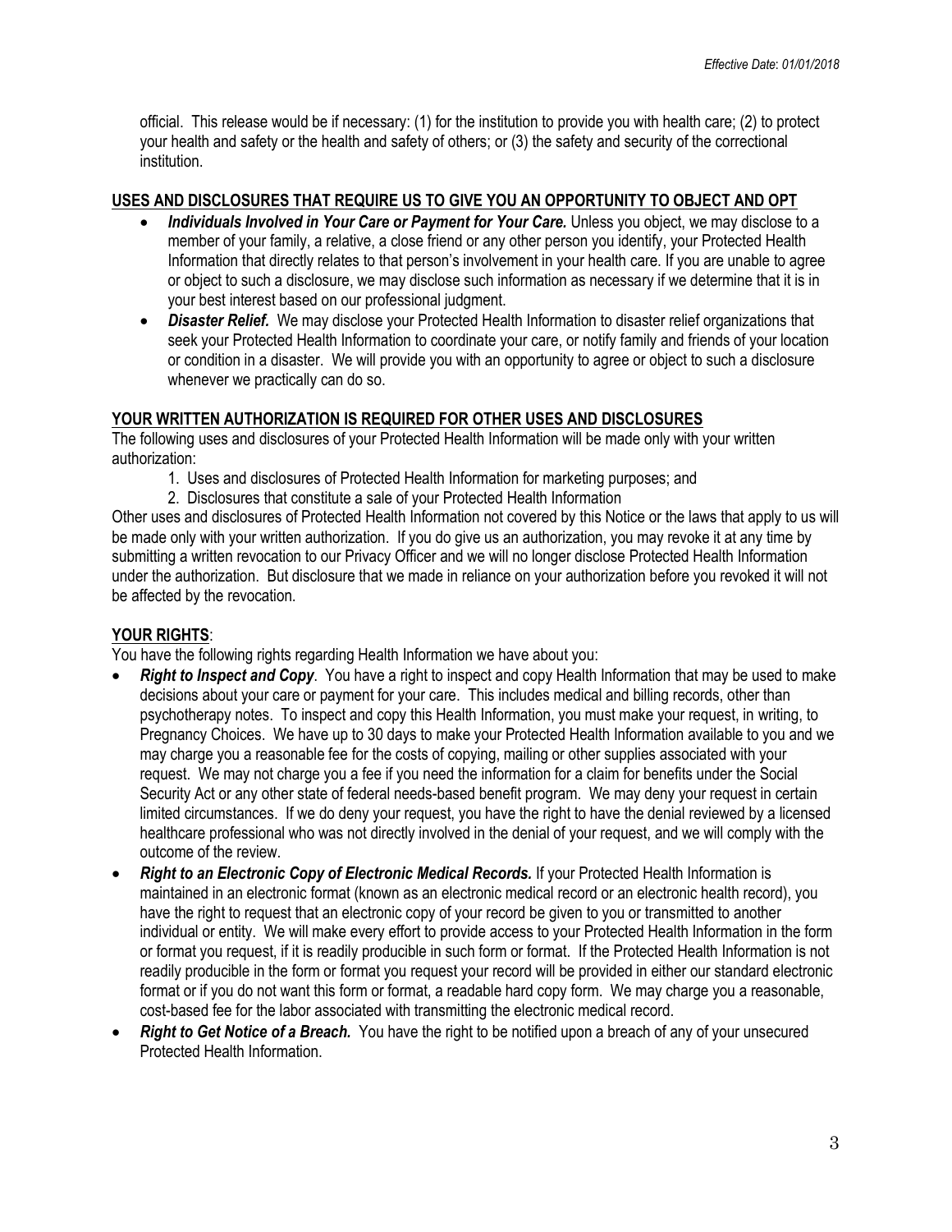official. This release would be if necessary: (1) for the institution to provide you with health care; (2) to protect your health and safety or the health and safety of others; or (3) the safety and security of the correctional institution.

## USES AND DISCLOSURES THAT REQUIRE US TO GIVE YOU AN OPPORTUNITY TO OBJECT AND OPT

- ***Individuals Involved in Your Care or Payment for Your Care.*** Unless you object, we may disclose to a member of your family, a relative, a close friend or any other person you identify, your Protected Health Information that directly relates to that person's involvement in your health care. If you are unable to agree or object to such a disclosure, we may disclose such information as necessary if we determine that it is in your best interest based on our professional judgment.
- ***Disaster Relief.*** We may disclose your Protected Health Information to disaster relief organizations that seek your Protected Health Information to coordinate your care, or notify family and friends of your location or condition in a disaster. We will provide you with an opportunity to agree or object to such a disclosure whenever we practically can do so.

## YOUR WRITTEN AUTHORIZATION IS REQUIRED FOR OTHER USES AND DISCLOSURES

The following uses and disclosures of your Protected Health Information will be made only with your written authorization:

1. Uses and disclosures of Protected Health Information for marketing purposes; and
2. Disclosures that constitute a sale of your Protected Health Information

Other uses and disclosures of Protected Health Information not covered by this Notice or the laws that apply to us will be made only with your written authorization. If you do give us an authorization, you may revoke it at any time by submitting a written revocation to our Privacy Officer and we will no longer disclose Protected Health Information under the authorization. But disclosure that we made in reliance on your authorization before you revoked it will not be affected by the revocation.

## YOUR RIGHTS:

You have the following rights regarding Health Information we have about you:

- ***Right to Inspect and Copy***. You have a right to inspect and copy Health Information that may be used to make decisions about your care or payment for your care. This includes medical and billing records, other than psychotherapy notes. To inspect and copy this Health Information, you must make your request, in writing, to Pregnancy Choices. We have up to 30 days to make your Protected Health Information available to you and we may charge you a reasonable fee for the costs of copying, mailing or other supplies associated with your request. We may not charge you a fee if you need the information for a claim for benefits under the Social Security Act or any other state of federal needs-based benefit program. We may deny your request in certain limited circumstances. If we do deny your request, you have the right to have the denial reviewed by a licensed healthcare professional who was not directly involved in the denial of your request, and we will comply with the outcome of the review.
- ***Right to an Electronic Copy of Electronic Medical Records.*** If your Protected Health Information is maintained in an electronic format (known as an electronic medical record or an electronic health record), you have the right to request that an electronic copy of your record be given to you or transmitted to another individual or entity. We will make every effort to provide access to your Protected Health Information in the form or format you request, if it is readily producible in such form or format. If the Protected Health Information is not readily producible in the form or format you request your record will be provided in either our standard electronic format or if you do not want this form or format, a readable hard copy form. We may charge you a reasonable, cost-based fee for the labor associated with transmitting the electronic medical record.
- ***Right to Get Notice of a Breach.*** You have the right to be notified upon a breach of any of your unsecured Protected Health Information.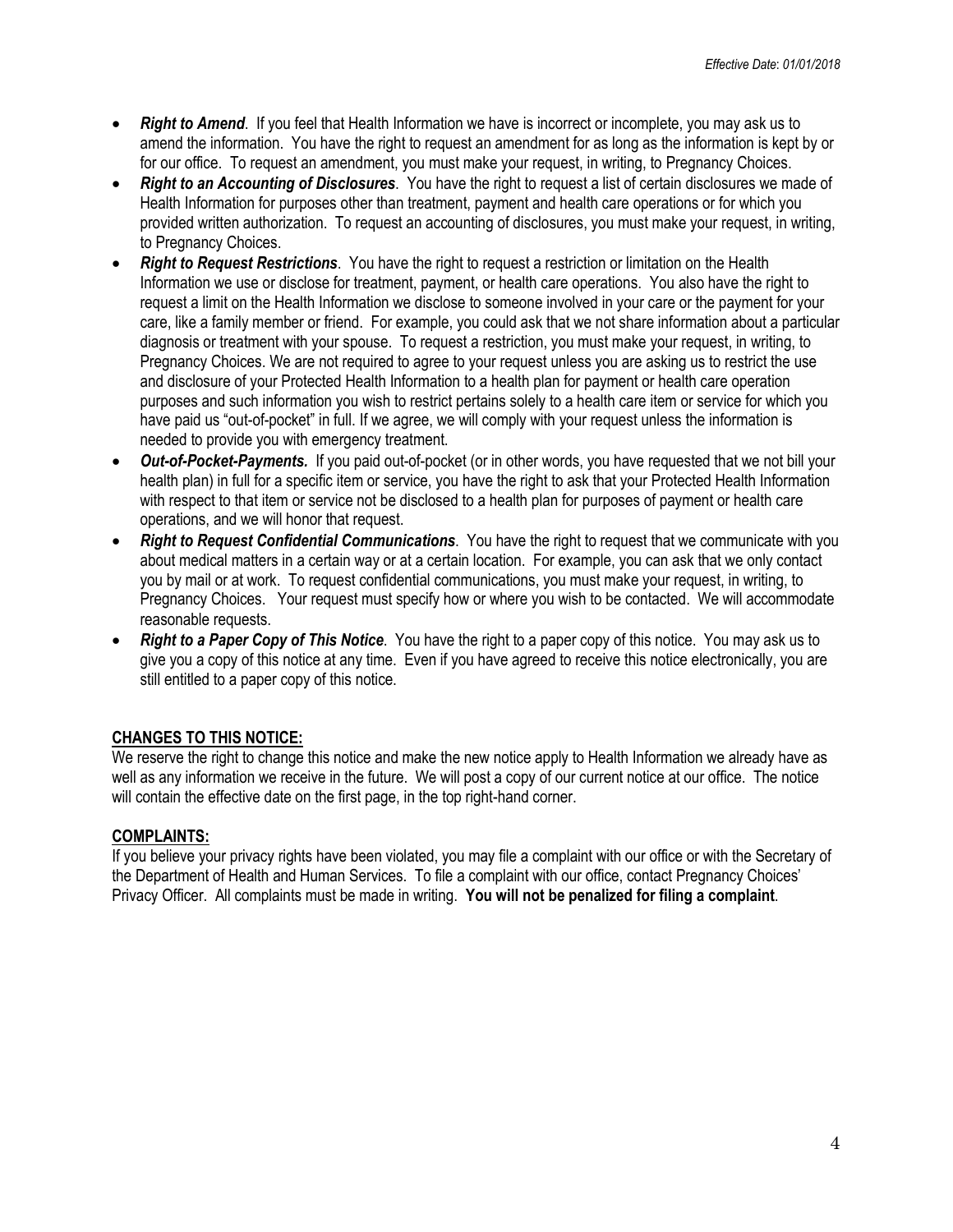- ***Right to Amend***. If you feel that Health Information we have is incorrect or incomplete, you may ask us to amend the information. You have the right to request an amendment for as long as the information is kept by or for our office. To request an amendment, you must make your request, in writing, to Pregnancy Choices.
- ***Right to an Accounting of Disclosures***. You have the right to request a list of certain disclosures we made of Health Information for purposes other than treatment, payment and health care operations or for which you provided written authorization. To request an accounting of disclosures, you must make your request, in writing, to Pregnancy Choices.
- ***Right to Request Restrictions***. You have the right to request a restriction or limitation on the Health Information we use or disclose for treatment, payment, or health care operations. You also have the right to request a limit on the Health Information we disclose to someone involved in your care or the payment for your care, like a family member or friend. For example, you could ask that we not share information about a particular diagnosis or treatment with your spouse. To request a restriction, you must make your request, in writing, to Pregnancy Choices. We are not required to agree to your request unless you are asking us to restrict the use and disclosure of your Protected Health Information to a health plan for payment or health care operation purposes and such information you wish to restrict pertains solely to a health care item or service for which you have paid us "out-of-pocket" in full. If we agree, we will comply with your request unless the information is needed to provide you with emergency treatment.
- ***Out-of-Pocket-Payments.*** If you paid out-of-pocket (or in other words, you have requested that we not bill your health plan) in full for a specific item or service, you have the right to ask that your Protected Health Information with respect to that item or service not be disclosed to a health plan for purposes of payment or health care operations, and we will honor that request.
- ***Right to Request Confidential Communications***. You have the right to request that we communicate with you about medical matters in a certain way or at a certain location. For example, you can ask that we only contact you by mail or at work. To request confidential communications, you must make your request, in writing, to Pregnancy Choices. Your request must specify how or where you wish to be contacted. We will accommodate reasonable requests.
- ***Right to a Paper Copy of This Notice***. You have the right to a paper copy of this notice. You may ask us to give you a copy of this notice at any time. Even if you have agreed to receive this notice electronically, you are still entitled to a paper copy of this notice.

## CHANGES TO THIS NOTICE:

We reserve the right to change this notice and make the new notice apply to Health Information we already have as well as any information we receive in the future. We will post a copy of our current notice at our office. The notice will contain the effective date on the first page, in the top right-hand corner.

## COMPLAINTS:

If you believe your privacy rights have been violated, you may file a complaint with our office or with the Secretary of the Department of Health and Human Services. To file a complaint with our office, contact Pregnancy Choices' Privacy Officer. All complaints must be made in writing. **You will not be penalized for filing a complaint**.